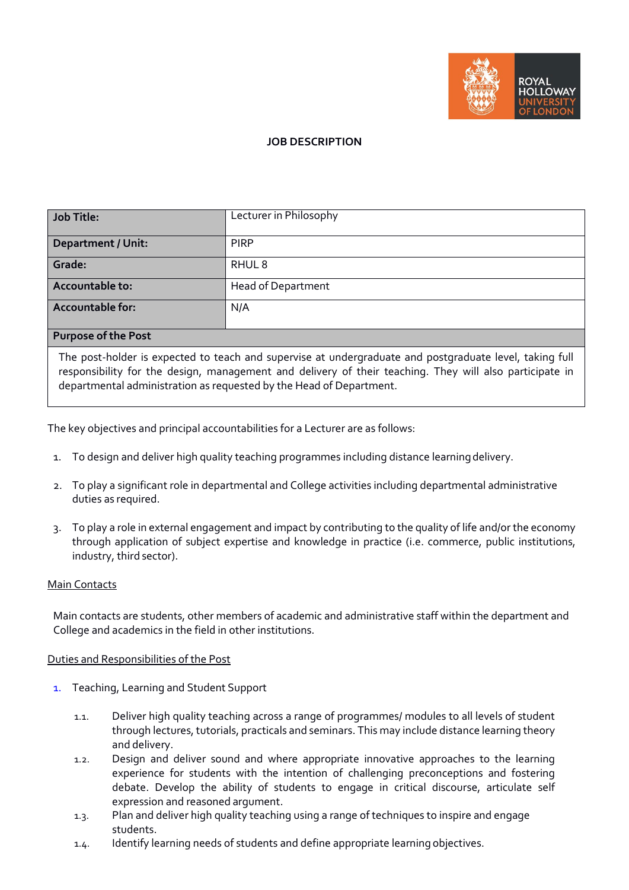# JOB DESCRIPTION

| Job Title: | Lecturer in Philosophy |
|---|---|
| Department / Unit: | PIRP |
| Grade: | RHUL 8 |
| Accountable to: | Head of Department |
| Accountable for: | N/A |
| **Purpose of the Post** | |
| The post-holder is expected to teach and supervise at undergraduate and postgraduate level, taking full responsibility for the design, management and delivery of their teaching. They will also participate in departmental administration as requested by the Head of Department. | |

The key objectives and principal accountabilities for a Lecturer are as follows:

1. To design and deliver high quality teaching programmes including distance learning delivery.
2. To play a significant role in departmental and College activities including departmental administrative duties as required.
3. To play a role in external engagement and impact by contributing to the quality of life and/or the economy through application of subject expertise and knowledge in practice (i.e. commerce, public institutions, industry, third sector).

## Main Contacts

Main contacts are students, other members of academic and administrative staff within the department and College and academics in the field in other institutions.

## Duties and Responsibilities of the Post

1. Teaching, Learning and Student Support

   1.1. Deliver high quality teaching across a range of programmes/ modules to all levels of student through lectures, tutorials, practicals and seminars. This may include distance learning theory and delivery.

   1.2. Design and deliver sound and where appropriate innovative approaches to the learning experience for students with the intention of challenging preconceptions and fostering debate. Develop the ability of students to engage in critical discourse, articulate self expression and reasoned argument.

   1.3. Plan and deliver high quality teaching using a range of techniques to inspire and engage students.

   1.4. Identify learning needs of students and define appropriate learning objectives.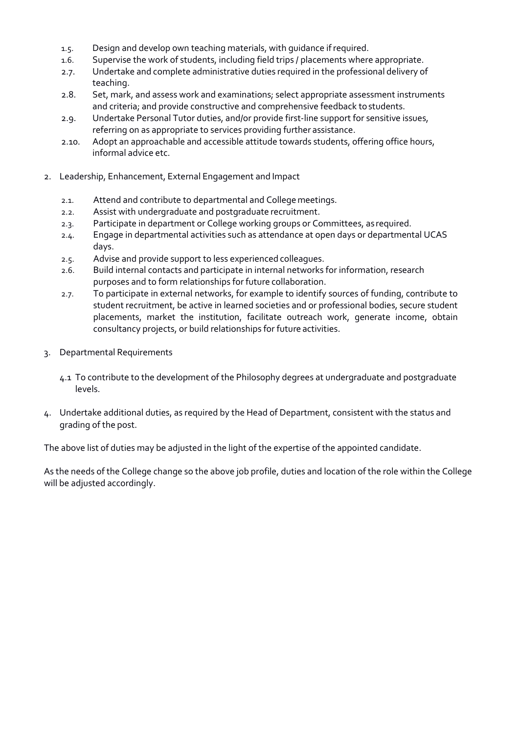1.5. Design and develop own teaching materials, with guidance if required.
1.6. Supervise the work of students, including field trips / placements where appropriate.
2.7. Undertake and complete administrative duties required in the professional delivery of teaching.
2.8. Set, mark, and assess work and examinations; select appropriate assessment instruments and criteria; and provide constructive and comprehensive feedback to students.
2.9. Undertake Personal Tutor duties, and/or provide first-line support for sensitive issues, referring on as appropriate to services providing further assistance.
2.10. Adopt an approachable and accessible attitude towards students, offering office hours, informal advice etc.

2. Leadership, Enhancement, External Engagement and Impact

   2.1. Attend and contribute to departmental and College meetings.
   2.2. Assist with undergraduate and postgraduate recruitment.
   2.3. Participate in department or College working groups or Committees, as required.
   2.4. Engage in departmental activities such as attendance at open days or departmental UCAS days.
   2.5. Advise and provide support to less experienced colleagues.
   2.6. Build internal contacts and participate in internal networks for information, research purposes and to form relationships for future collaboration.
   2.7. To participate in external networks, for example to identify sources of funding, contribute to student recruitment, be active in learned societies and or professional bodies, secure student placements, market the institution, facilitate outreach work, generate income, obtain consultancy projects, or build relationships for future activities.

3. Departmental Requirements

   4.1 To contribute to the development of the Philosophy degrees at undergraduate and postgraduate levels.

4. Undertake additional duties, as required by the Head of Department, consistent with the status and grading of the post.

The above list of duties may be adjusted in the light of the expertise of the appointed candidate.

As the needs of the College change so the above job profile, duties and location of the role within the College will be adjusted accordingly.